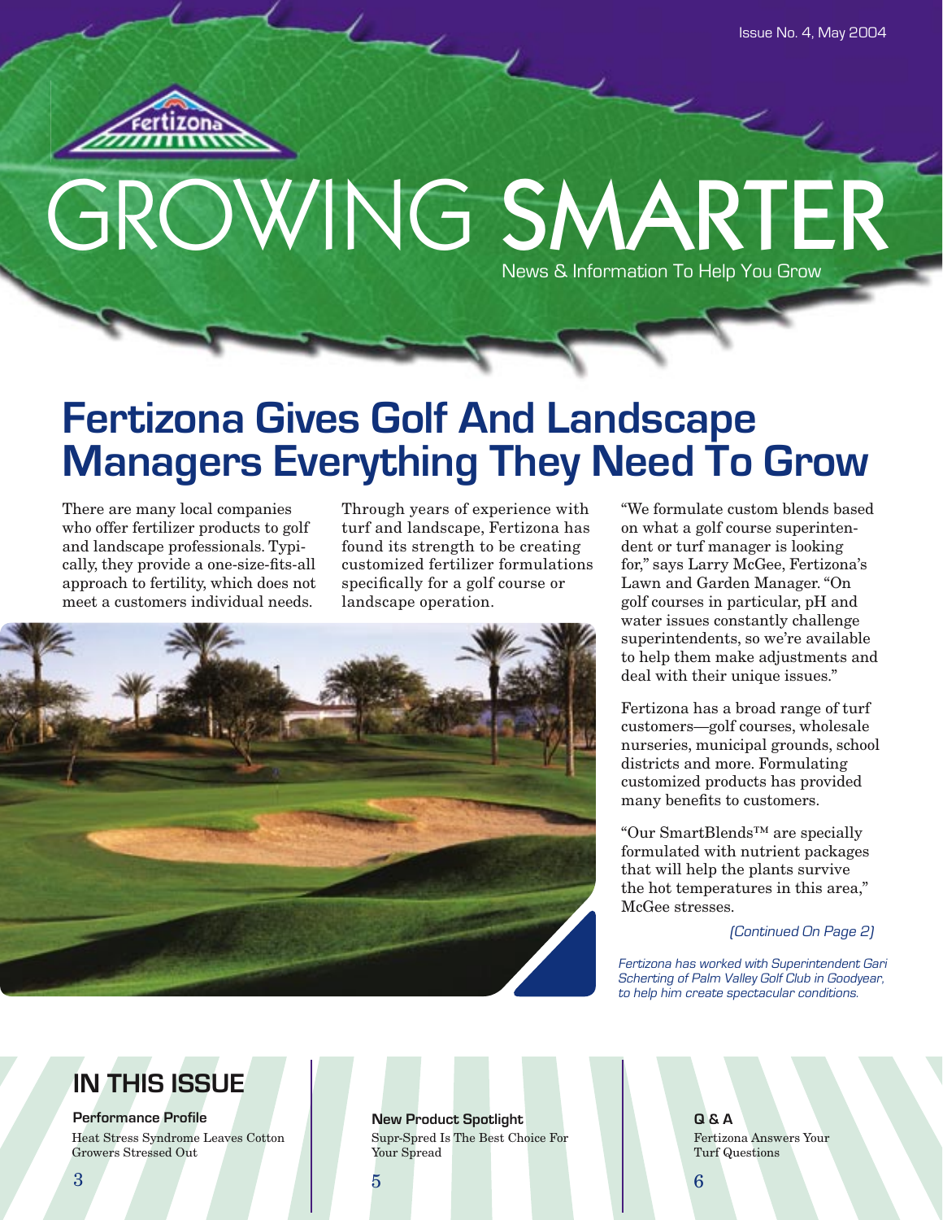Issue No. 4, May 2004

# GROWING SMARTER

News & Information To Help You Grow

## Fertizona Gives Golf And Landscape Managers Everything They Need To Grow

There are many local companies who offer fertilizer products to golf and landscape professionals. Typically, they provide a one-size-fits-all approach to fertility, which does not meet a customers individual needs.

Through years of experience with turf and landscape, Fertizona has found its strength to be creating customized fertilizer formulations specifically for a golf course or landscape operation.

"We formulate custom blends based on what a golf course superintendent or turf manager is looking for," says Larry McGee, Fertizona's Lawn and Garden Manager. "On golf courses in particular, pH and water issues constantly challenge superintendents, so we're available to help them make adjustments and deal with their unique issues."

Fertizona has a broad range of turf customers—golf courses, wholesale nurseries, municipal grounds, school districts and more. Formulating customized products has provided many benefits to customers.

"Our SmartBlends™ are specially formulated with nutrient packages that will help the plants survive the hot temperatures in this area," McGee stresses.

*(Continued On Page 2)*

*Fertizona has worked with Superintendent Gari Scherting of Palm Valley Golf Club in Goodyear, to help him create spectacular conditions.*

## IN THIS ISSUE

**Performance Profile**
Heat Stress Syndrome Leaves Cotton Growers Stressed Out
3

**New Product Spotlight**
Supr-Spred Is The Best Choice For Your Spread
5

**Q & A**
Fertizona Answers Your Turf Questions
6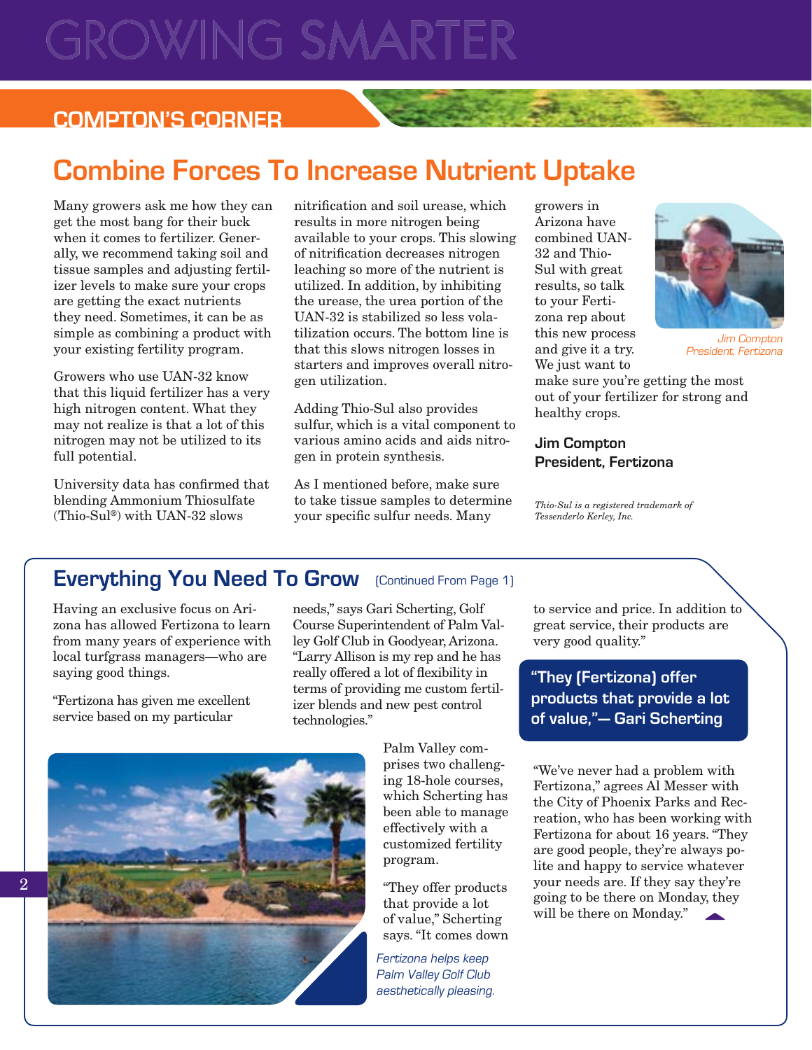# GROWING SMARTER

## COMPTON'S CORNER

## Combine Forces To Increase Nutrient Uptake

Many growers ask me how they can get the most bang for their buck when it comes to fertilizer. Generally, we recommend taking soil and tissue samples and adjusting fertilizer levels to make sure your crops are getting the exact nutrients they need. Sometimes, it can be as simple as combining a product with your existing fertility program.

Growers who use UAN-32 know that this liquid fertilizer has a very high nitrogen content. What they may not realize is that a lot of this nitrogen may not be utilized to its full potential.

University data has confirmed that blending Ammonium Thiosulfate (Thio-Sul®) with UAN-32 slows nitrification and soil urease, which results in more nitrogen being available to your crops. This slowing of nitrification decreases nitrogen leaching so more of the nutrient is utilized. In addition, by inhibiting the urease, the urea portion of the UAN-32 is stabilized so less volatilization occurs. The bottom line is that this slows nitrogen losses in starters and improves overall nitrogen utilization.

Adding Thio-Sul also provides sulfur, which is a vital component to various amino acids and aids nitrogen in protein synthesis.

As I mentioned before, make sure to take tissue samples to determine your specific sulfur needs. Many growers in Arizona have combined UAN-32 and Thio-Sul with great results, so talk to your Fertizona rep about this new process and give it a try. We just want to make sure you're getting the most out of your fertilizer for strong and healthy crops.

*Jim Compton*
*President, Fertizona*

**Jim Compton**
**President, Fertizona**

*Thio-Sul is a registered trademark of Tessenderlo Kerley, Inc.*

## Everything You Need To Grow (Continued From Page 1)

Having an exclusive focus on Arizona has allowed Fertizona to learn from many years of experience with local turfgrass managers—who are saying good things.

"Fertizona has given me excellent service based on my particular needs," says Gari Scherting, Golf Course Superintendent of Palm Valley Golf Club in Goodyear, Arizona. "Larry Allison is my rep and he has really offered a lot of flexibility in terms of providing me custom fertilizer blends and new pest control technologies."

Palm Valley comprises two challenging 18-hole courses, which Scherting has been able to manage effectively with a customized fertility program.

"They offer products that provide a lot of value," Scherting says. "It comes down to service and price. In addition to great service, their products are very good quality."

*Fertizona helps keep Palm Valley Golf Club aesthetically pleasing.*

**"They (Fertizona) offer products that provide a lot of value,"— Gari Scherting**

"We've never had a problem with Fertizona," agrees Al Messer with the City of Phoenix Parks and Recreation, who has been working with Fertizona for about 16 years. "They are good people, they're always polite and happy to service whatever your needs are. If they say they're going to be there on Monday, they will be there on Monday."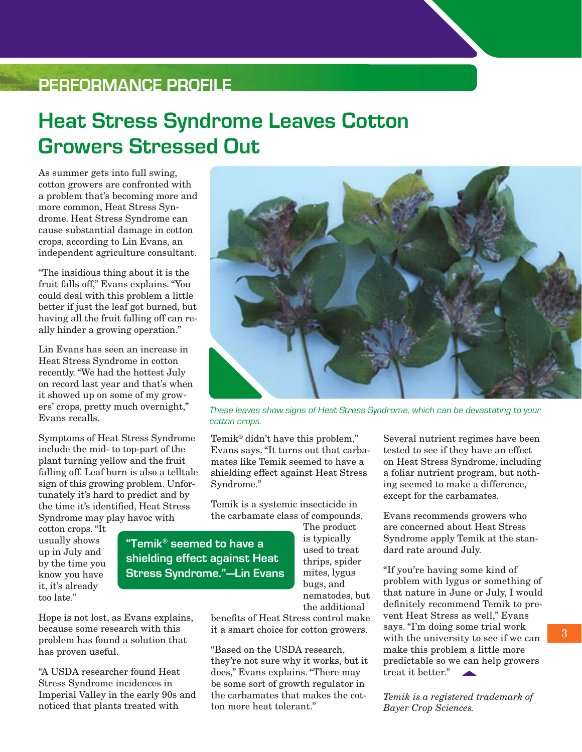## PERFORMANCE PROFILE

# Heat Stress Syndrome Leaves Cotton Growers Stressed Out

As summer gets into full swing, cotton growers are confronted with a problem that's becoming more and more common, Heat Stress Syndrome. Heat Stress Syndrome can cause substantial damage in cotton crops, according to Lin Evans, an independent agriculture consultant.

"The insidious thing about it is the fruit falls off," Evans explains. "You could deal with this problem a little better if just the leaf got burned, but having all the fruit falling off can really hinder a growing operation."

Lin Evans has seen an increase in Heat Stress Syndrome in cotton recently. "We had the hottest July on record last year and that's when it showed up on some of my growers' crops, pretty much overnight," Evans recalls.

*These leaves show signs of Heat Stress Syndrome, which can be devastating to your cotton crops.*

Symptoms of Heat Stress Syndrome include the mid- to top-part of the plant turning yellow and the fruit falling off. Leaf burn is also a telltale sign of this growing problem. Unfortunately it's hard to predict and by the time it's identified, Heat Stress Syndrome may play havoc with cotton crops. "It usually shows up in July and by the time you know you have it, it's already too late."

Hope is not lost, as Evans explains, because some research with this problem has found a solution that has proven useful.

"A USDA researcher found Heat Stress Syndrome incidences in Imperial Valley in the early 90s and noticed that plants treated with Temik® didn't have this problem," Evans says. "It turns out that carbamates like Temik seemed to have a shielding effect against Heat Stress Syndrome."

**"Temik® seemed to have a shielding effect against Heat Stress Syndrome."—Lin Evans**

Temik is a systemic insecticide in the carbamate class of compounds. The product is typically used to treat thrips, spider mites, lygus bugs, and nematodes, but the additional benefits of Heat Stress control make it a smart choice for cotton growers.

"Based on the USDA research, they're not sure why it works, but it does," Evans explains. "There may be some sort of growth regulator in the carbamates that makes the cotton more heat tolerant."

Several nutrient regimes have been tested to see if they have an effect on Heat Stress Syndrome, including a foliar nutrient program, but nothing seemed to make a difference, except for the carbamates.

Evans recommends growers who are concerned about Heat Stress Syndrome apply Temik at the standard rate around July.

"If you're having some kind of problem with lygus or something of that nature in June or July, I would definitely recommend Temik to prevent Heat Stress as well," Evans says. "I'm doing some trial work with the university to see if we can make this problem a little more predictable so we can help growers treat it better."

*Temik is a registered trademark of Bayer Crop Sciences.*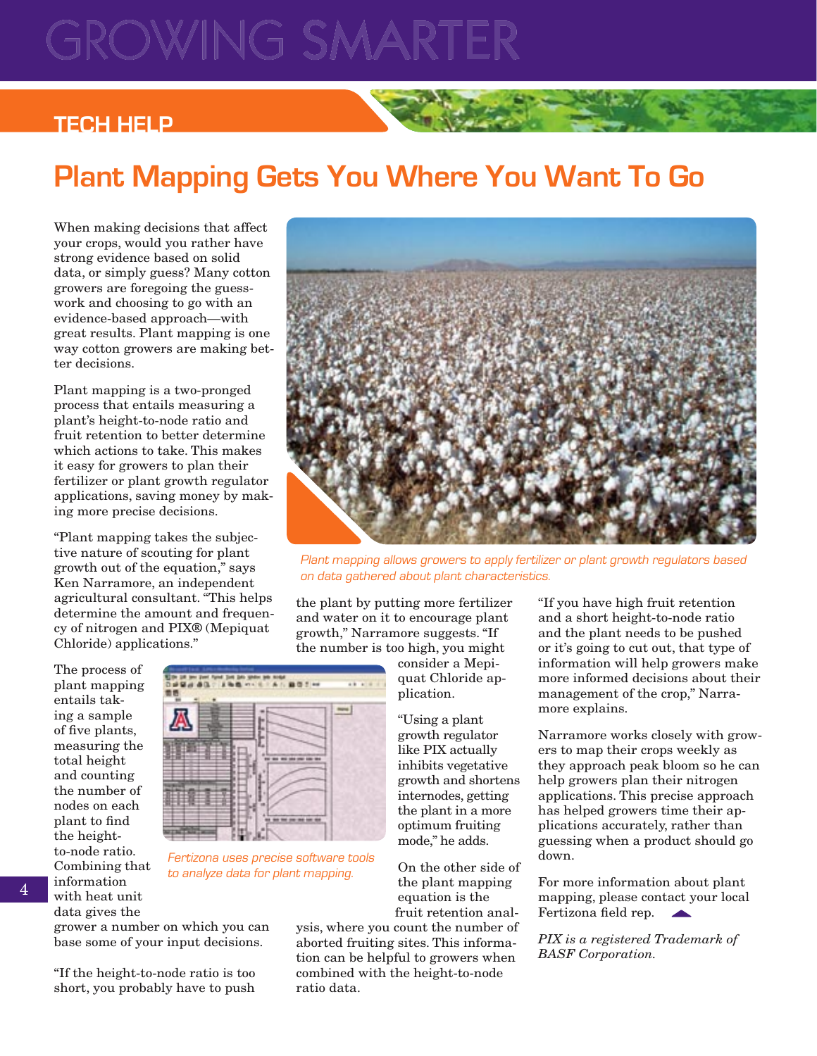# Plant Mapping Gets You Where You Want To Go

When making decisions that affect your crops, would you rather have strong evidence based on solid data, or simply guess? Many cotton growers are foregoing the guesswork and choosing to go with an evidence-based approach—with great results. Plant mapping is one way cotton growers are making better decisions.

Plant mapping is a two-pronged process that entails measuring a plant's height-to-node ratio and fruit retention to better determine which actions to take. This makes it easy for growers to plan their fertilizer or plant growth regulator applications, saving money by making more precise decisions.

"Plant mapping takes the subjective nature of scouting for plant growth out of the equation," says Ken Narramore, an independent agricultural consultant. "This helps determine the amount and frequency of nitrogen and PIX® (Mepiquat Chloride) applications."

The process of plant mapping entails taking a sample of five plants, measuring the total height and counting the number of nodes on each plant to find the height-to-node ratio. Combining that information with heat unit data gives the grower a number on which you can base some of your input decisions.

"If the height-to-node ratio is too short, you probably have to push the plant by putting more fertilizer and water on it to encourage plant growth," Narramore suggests. "If the number is too high, you might consider a Mepiquat Chloride application.

"Using a plant growth regulator like PIX actually inhibits vegetative growth and shortens internodes, getting the plant in a more optimum fruiting mode," he adds.

On the other side of the plant mapping equation is the fruit retention analysis, where you count the number of aborted fruiting sites. This information can be helpful to growers when combined with the height-to-node ratio data.

"If you have high fruit retention and a short height-to-node ratio and the plant needs to be pushed or it's going to cut out, that type of information will help growers make more informed decisions about their management of the crop," Narramore explains.

Narramore works closely with growers to map their crops weekly as they approach peak bloom so he can help growers plan their nitrogen applications. This precise approach has helped growers time their applications accurately, rather than guessing when a product should go down.

For more information about plant mapping, please contact your local Fertizona field rep.

*PIX is a registered Trademark of BASF Corporation.*

*Plant mapping allows growers to apply fertilizer or plant growth regulators based on data gathered about plant characteristics.*

*Fertizona uses precise software tools to analyze data for plant mapping.*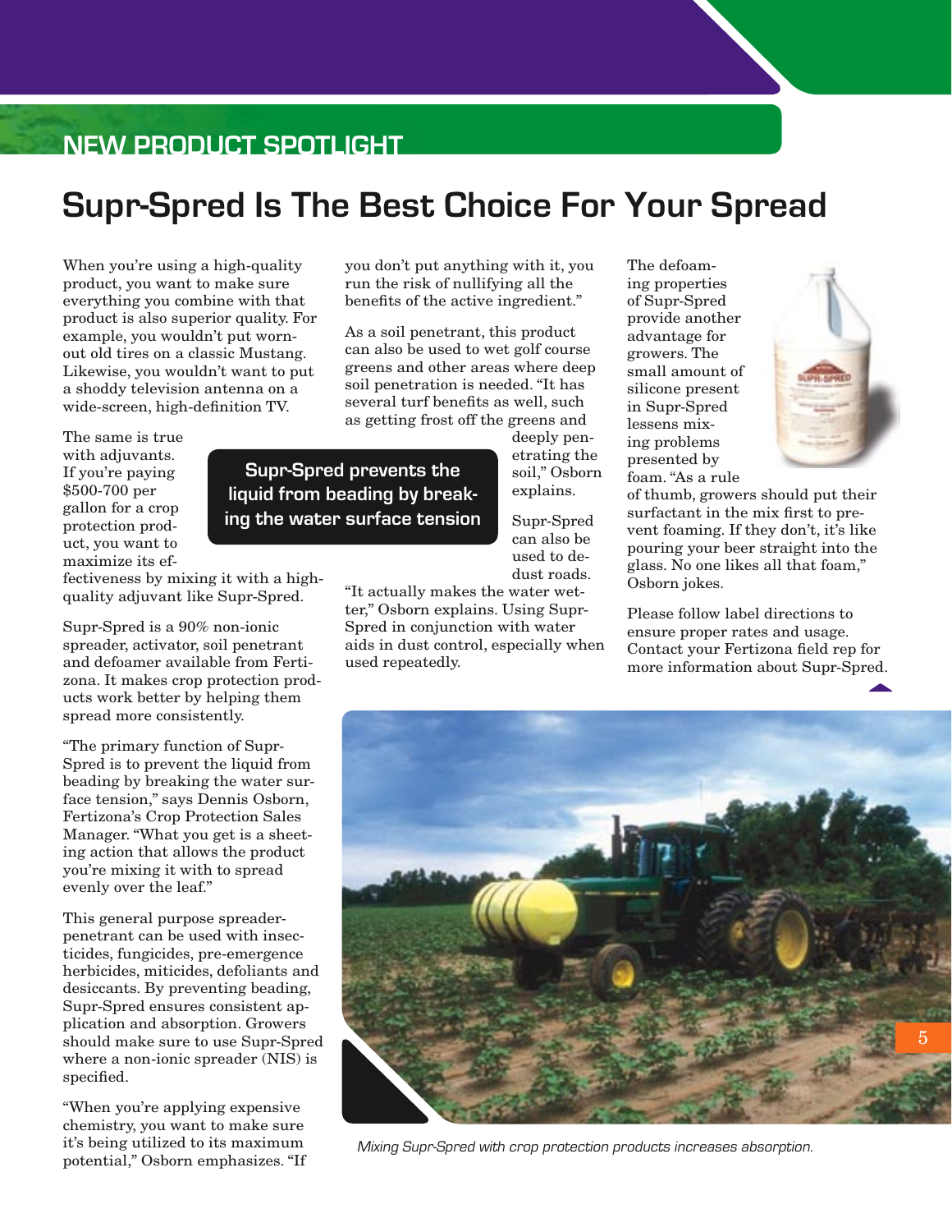## NEW PRODUCT SPOTLIGHT

# Supr-Spred Is The Best Choice For Your Spread

When you're using a high-quality product, you want to make sure everything you combine with that product is also superior quality. For example, you wouldn't put worn-out old tires on a classic Mustang. Likewise, you wouldn't want to put a shoddy television antenna on a wide-screen, high-definition TV.

The same is true with adjuvants. If you're paying $500-700 per gallon for a crop protection product, you want to maximize its effectiveness by mixing it with a high-quality adjuvant like Supr-Spred.

**Supr-Spred prevents the liquid from beading by breaking the water surface tension**

Supr-Spred is a 90% non-ionic spreader, activator, soil penetrant and defoamer available from Fertizona. It makes crop protection products work better by helping them spread more consistently.

"The primary function of Supr-Spred is to prevent the liquid from beading by breaking the water surface tension," says Dennis Osborn, Fertizona's Crop Protection Sales Manager. "What you get is a sheeting action that allows the product you're mixing it with to spread evenly over the leaf."

This general purpose spreader-penetrant can be used with insecticides, fungicides, pre-emergence herbicides, miticides, defoliants and desiccants. By preventing beading, Supr-Spred ensures consistent application and absorption. Growers should make sure to use Supr-Spred where a non-ionic spreader (NIS) is specified.

"When you're applying expensive chemistry, you want to make sure it's being utilized to its maximum potential," Osborn emphasizes. "If you don't put anything with it, you run the risk of nullifying all the benefits of the active ingredient."

As a soil penetrant, this product can also be used to wet golf course greens and other areas where deep soil penetration is needed. "It has several turf benefits as well, such as getting frost off the greens and deeply penetrating the soil," Osborn explains.

Supr-Spred can also be used to de-dust roads. "It actually makes the water wetter," Osborn explains. Using Supr-Spred in conjunction with water aids in dust control, especially when used repeatedly.

The defoaming properties of Supr-Spred provide another advantage for growers. The small amount of silicone present in Supr-Spred lessens mixing problems presented by foam. "As a rule of thumb, growers should put their surfactant in the mix first to prevent foaming. If they don't, it's like pouring your beer straight into the glass. No one likes all that foam," Osborn jokes.

Please follow label directions to ensure proper rates and usage. Contact your Fertizona field rep for more information about Supr-Spred.

*Mixing Supr-Spred with crop protection products increases absorption.*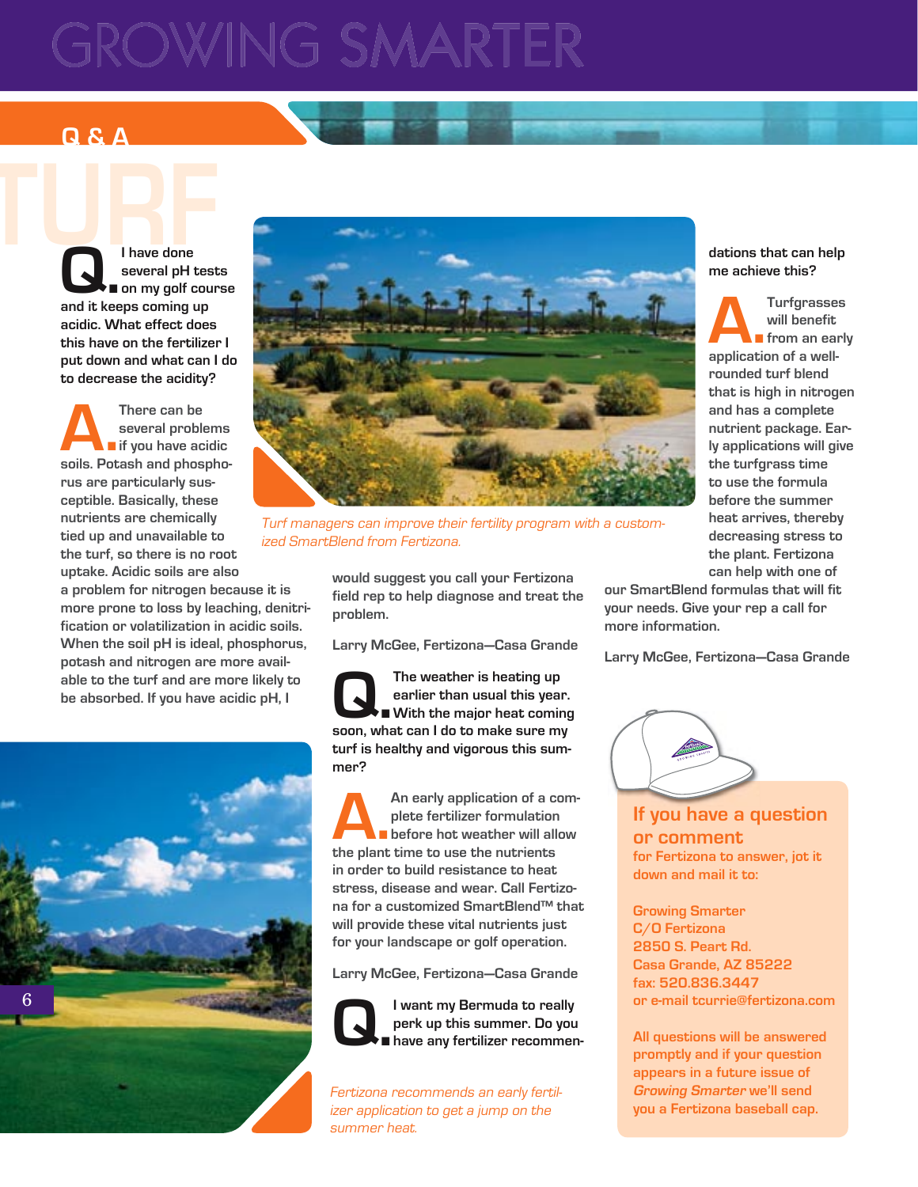# GROWING SMARTER

## Q & A

## TURF

**Q.** I have done several pH tests on my golf course and it keeps coming up acidic. What effect does this have on the fertilizer I put down and what can I do to decrease the acidity?

**A.** There can be several problems if you have acidic soils. Potash and phosphorus are particularly susceptible. Basically, these nutrients are chemically tied up and unavailable to the turf, so there is no root uptake. Acidic soils are also a problem for nitrogen because it is more prone to loss by leaching, denitrification or volatilization in acidic soils. When the soil pH is ideal, phosphorus, potash and nitrogen are more available to the turf and are more likely to be absorbed. If you have acidic pH, I would suggest you call your Fertizona field rep to help diagnose and treat the problem.

Larry McGee, Fertizona—Casa Grande

*Turf managers can improve their fertility program with a customized SmartBlend from Fertizona.*

**Q.** The weather is heating up earlier than usual this year. With the major heat coming soon, what can I do to make sure my turf is healthy and vigorous this summer?

**A.** An early application of a complete fertilizer formulation before hot weather will allow the plant time to use the nutrients in order to build resistance to heat stress, disease and wear. Call Fertizona for a customized SmartBlend™ that will provide these vital nutrients just for your landscape or golf operation.

Larry McGee, Fertizona—Casa Grande

**Q.** I want my Bermuda to really perk up this summer. Do you have any fertilizer recommendations that can help me achieve this?

**A.** Turfgrasses will benefit from an early application of a well-rounded turf blend that is high in nitrogen and has a complete nutrient package. Early applications will give the turfgrass time to use the formula before the summer heat arrives, thereby decreasing stress to the plant. Fertizona can help with one of our SmartBlend formulas that will fit your needs. Give your rep a call for more information.

Larry McGee, Fertizona—Casa Grande

*Fertizona recommends an early fertilizer application to get a jump on the summer heat.*

### If you have a question or comment

for Fertizona to answer, jot it down and mail it to:

Growing Smarter
C/O Fertizona
2850 S. Peart Rd.
Casa Grande, AZ 85222
fax: 520.836.3447
or e-mail tcurrie@fertizona.com

All questions will be answered promptly and if your question appears in a future issue of *Growing Smarter* we'll send you a Fertizona baseball cap.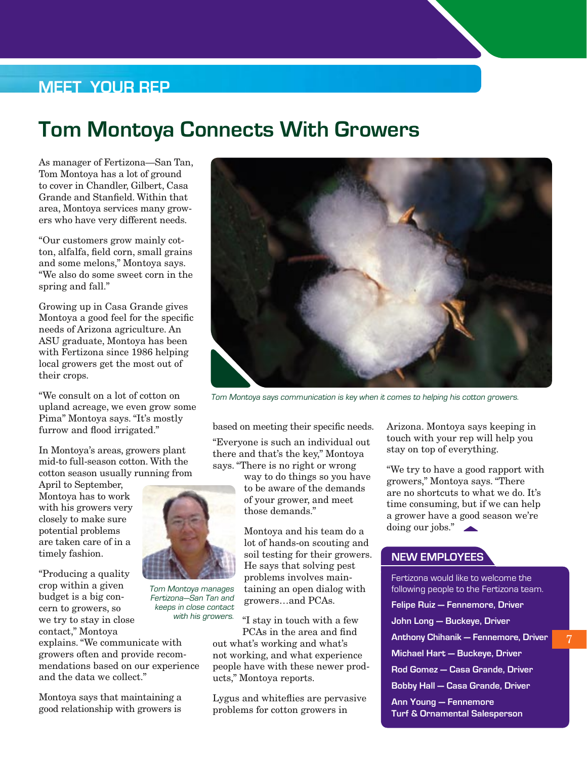MEET YOUR REP

# Tom Montoya Connects With Growers

As manager of Fertizona—San Tan, Tom Montoya has a lot of ground to cover in Chandler, Gilbert, Casa Grande and Stanfield. Within that area, Montoya services many growers who have very different needs.

"Our customers grow mainly cotton, alfalfa, field corn, small grains and some melons," Montoya says. "We also do some sweet corn in the spring and fall."

Growing up in Casa Grande gives Montoya a good feel for the specific needs of Arizona agriculture. An ASU graduate, Montoya has been with Fertizona since 1986 helping local growers get the most out of their crops.

"We consult on a lot of cotton on upland acreage, we even grow some Pima" Montoya says. "It's mostly furrow and flood irrigated."

In Montoya's areas, growers plant mid-to full-season cotton. With the cotton season usually running from April to September, Montoya has to work with his growers very closely to make sure potential problems are taken care of in a timely fashion.

*Tom Montoya says communication is key when it comes to helping his cotton growers.*

*Tom Montoya manages Fertizona—San Tan and keeps in close contact with his growers.*

"Producing a quality crop within a given budget is a big concern to growers, so we try to stay in close contact," Montoya explains. "We communicate with growers often and provide recommendations based on our experience and the data we collect."

Montoya says that maintaining a good relationship with growers is based on meeting their specific needs.

"Everyone is such an individual out there and that's the key," Montoya says. "There is no right or wrong way to do things so you have to be aware of the demands of your grower, and meet those demands."

Montoya and his team do a lot of hands-on scouting and soil testing for their growers. He says that solving pest problems involves maintaining an open dialog with growers…and PCAs.

"I stay in touch with a few PCAs in the area and find out what's working and what's not working, and what experience people have with these newer products," Montoya reports.

Lygus and whiteflies are pervasive problems for cotton growers in Arizona. Montoya says keeping in touch with your rep will help you stay on top of everything.

"We try to have a good rapport with growers," Montoya says. "There are no shortcuts to what we do. It's time consuming, but if we can help a grower have a good season we're doing our jobs."

## NEW EMPLOYEES

Fertizona would like to welcome the following people to the Fertizona team.

**Felipe Ruiz — Fennemore, Driver**

**John Long — Buckeye, Driver**

**Anthony Chihanik — Fennemore, Driver**

**Michael Hart — Buckeye, Driver**

**Rod Gomez — Casa Grande, Driver**

**Bobby Hall — Casa Grande, Driver**

**Ann Young — Fennemore Turf & Ornamental Salesperson**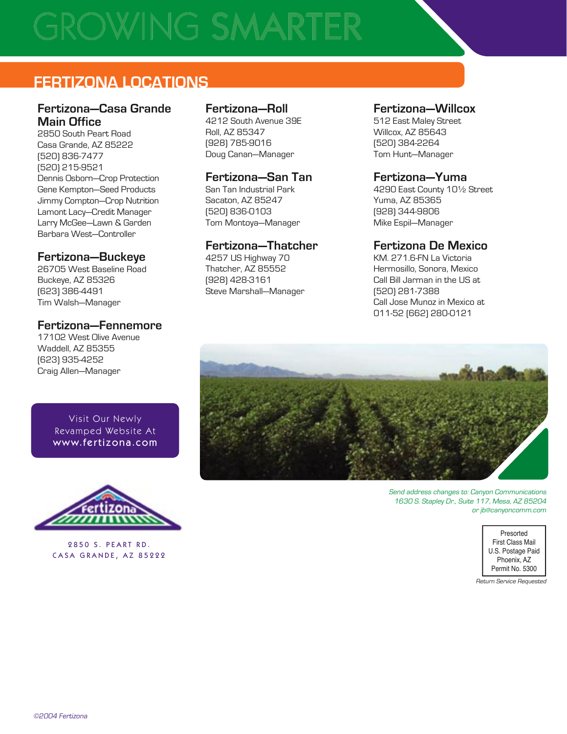# GROWING SMARTER

## FERTIZONA LOCATIONS

### Fertizona—Casa Grande Main Office

2850 South Peart Road
Casa Grande, AZ 85222
(520) 836-7477
(520) 215-9521
Dennis Osborn—Crop Protection
Gene Kempton—Seed Products
Jimmy Compton—Crop Nutrition
Lamont Lacy—Credit Manager
Larry McGee—Lawn & Garden
Barbara West—Controller

### Fertizona—Buckeye

26705 West Baseline Road
Buckeye, AZ 85326
(623) 386-4491
Tim Walsh—Manager

### Fertizona—Fennemore

17102 West Olive Avenue
Waddell, AZ 85355
(623) 935-4252
Craig Allen—Manager

### Fertizona—Roll

4212 South Avenue 39E
Roll, AZ 85347
(928) 785-9016
Doug Canan—Manager

### Fertizona—San Tan

San Tan Industrial Park
Sacaton, AZ 85247
(520) 836-0103
Tom Montoya—Manager

### Fertizona—Thatcher

4257 US Highway 70
Thatcher, AZ 85552
(928) 428-3161
Steve Marshall—Manager

### Fertizona—Willcox

512 East Maley Street
Willcox, AZ 85643
(520) 384-2264
Tom Hunt—Manager

### Fertizona—Yuma

4290 East County 10½ Street
Yuma, AZ 85365
(928) 344-9806
Mike Espil—Manager

### Fertizona De Mexico

KM. 271.6-FN La Victoria
Hermosillo, Sonora, Mexico
Call Bill Jarman in the US at
(520) 281-7388
Call Jose Munoz in Mexico at
011-52 (662) 280-0121

Visit Our Newly
Revamped Website At
**www.fertizona.com**

Fertizona

2850 S. PEART RD.
CASA GRANDE, AZ 85222

*Send address changes to: Canyon Communications*
*1630 S. Stapley Dr., Suite 117, Mesa, AZ 85204*
*or jb@canyoncomm.com*

Presorted
First Class Mail
U.S. Postage Paid
Phoenix, AZ
Permit No. 5300

*Return Service Requested*

*©2004 Fertizona*